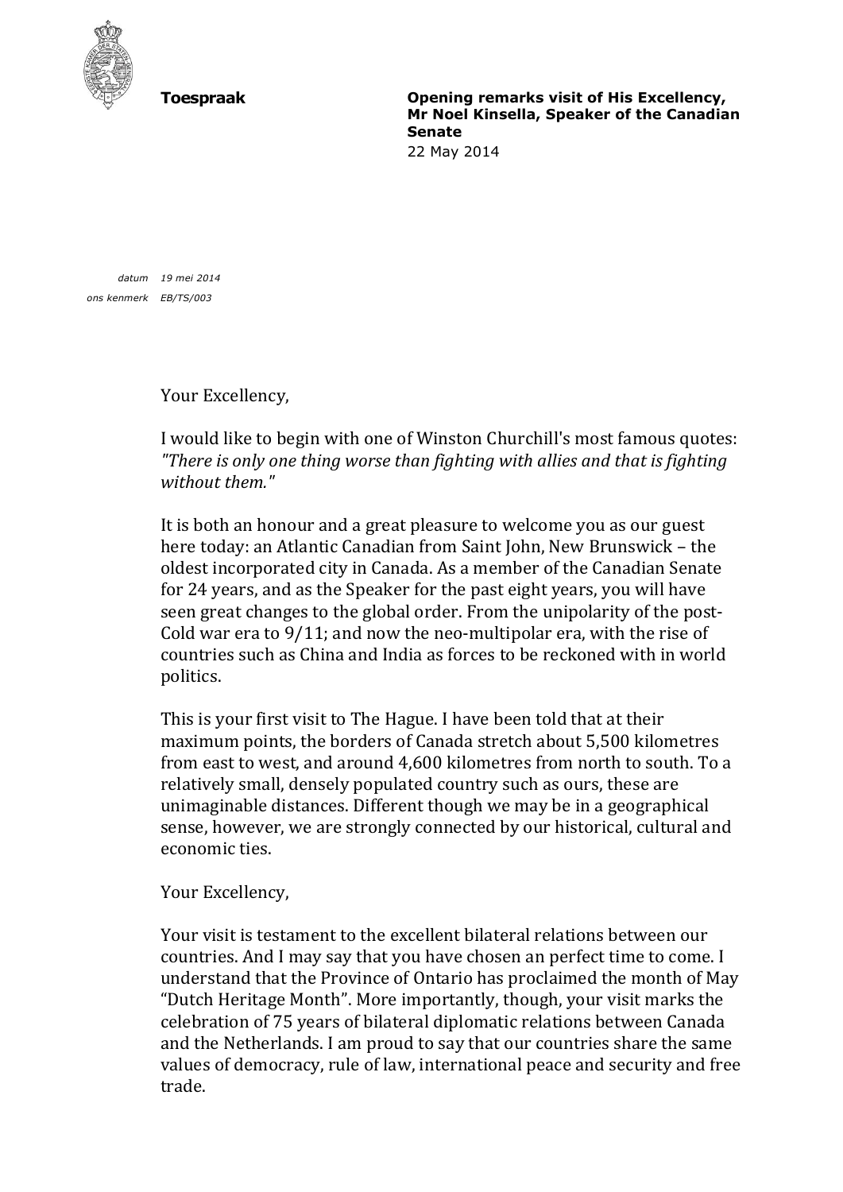**Toespraak**

**Opening remarks visit of His Excellency, Mr Noel Kinsella, Speaker of the Canadian Senate**
22 May 2014

*datum* *19 mei 2014*
*ons kenmerk* *EB/TS/003*

Your Excellency,

I would like to begin with one of Winston Churchill's most famous quotes: *"There is only one thing worse than fighting with allies and that is fighting without them."*

It is both an honour and a great pleasure to welcome you as our guest here today: an Atlantic Canadian from Saint John, New Brunswick – the oldest incorporated city in Canada. As a member of the Canadian Senate for 24 years, and as the Speaker for the past eight years, you will have seen great changes to the global order. From the unipolarity of the post-Cold war era to 9/11; and now the neo-multipolar era, with the rise of countries such as China and India as forces to be reckoned with in world politics.

This is your first visit to The Hague. I have been told that at their maximum points, the borders of Canada stretch about 5,500 kilometres from east to west, and around 4,600 kilometres from north to south. To a relatively small, densely populated country such as ours, these are unimaginable distances. Different though we may be in a geographical sense, however, we are strongly connected by our historical, cultural and economic ties.

Your Excellency,

Your visit is testament to the excellent bilateral relations between our countries. And I may say that you have chosen an perfect time to come. I understand that the Province of Ontario has proclaimed the month of May "Dutch Heritage Month". More importantly, though, your visit marks the celebration of 75 years of bilateral diplomatic relations between Canada and the Netherlands. I am proud to say that our countries share the same values of democracy, rule of law, international peace and security and free trade.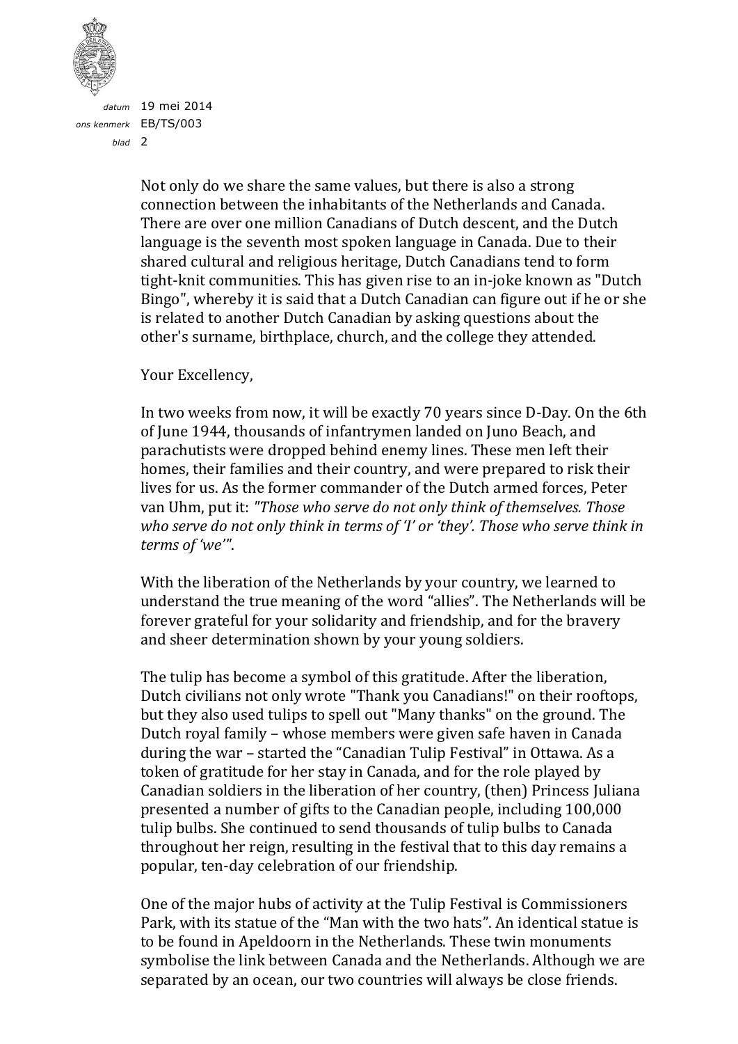Not only do we share the same values, but there is also a strong connection between the inhabitants of the Netherlands and Canada. There are over one million Canadians of Dutch descent, and the Dutch language is the seventh most spoken language in Canada. Due to their shared cultural and religious heritage, Dutch Canadians tend to form tight-knit communities. This has given rise to an in-joke known as "Dutch Bingo", whereby it is said that a Dutch Canadian can figure out if he or she is related to another Dutch Canadian by asking questions about the other's surname, birthplace, church, and the college they attended.

Your Excellency,

In two weeks from now, it will be exactly 70 years since D-Day. On the 6th of June 1944, thousands of infantrymen landed on Juno Beach, and parachutists were dropped behind enemy lines. These men left their homes, their families and their country, and were prepared to risk their lives for us. As the former commander of the Dutch armed forces, Peter van Uhm, put it: *"Those who serve do not only think of themselves. Those who serve do not only think in terms of 'I' or 'they'. Those who serve think in terms of 'we'"*.

With the liberation of the Netherlands by your country, we learned to understand the true meaning of the word "allies". The Netherlands will be forever grateful for your solidarity and friendship, and for the bravery and sheer determination shown by your young soldiers.

The tulip has become a symbol of this gratitude. After the liberation, Dutch civilians not only wrote "Thank you Canadians!" on their rooftops, but they also used tulips to spell out "Many thanks" on the ground. The Dutch royal family – whose members were given safe haven in Canada during the war – started the "Canadian Tulip Festival" in Ottawa. As a token of gratitude for her stay in Canada, and for the role played by Canadian soldiers in the liberation of her country, (then) Princess Juliana presented a number of gifts to the Canadian people, including 100,000 tulip bulbs. She continued to send thousands of tulip bulbs to Canada throughout her reign, resulting in the festival that to this day remains a popular, ten-day celebration of our friendship.

One of the major hubs of activity at the Tulip Festival is Commissioners Park, with its statue of the "Man with the two hats". An identical statue is to be found in Apeldoorn in the Netherlands. These twin monuments symbolise the link between Canada and the Netherlands. Although we are separated by an ocean, our two countries will always be close friends.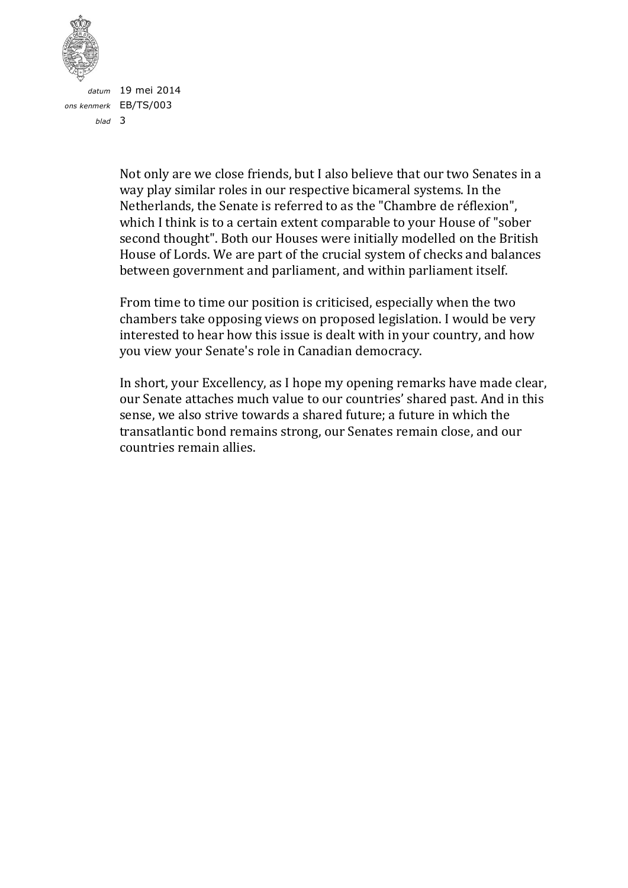datum 19 mei 2014
ons kenmerk EB/TS/003

Not only are we close friends, but I also believe that our two Senates in a way play similar roles in our respective bicameral systems. In the Netherlands, the Senate is referred to as the "Chambre de réflexion", which I think is to a certain extent comparable to your House of "sober second thought". Both our Houses were initially modelled on the British House of Lords. We are part of the crucial system of checks and balances between government and parliament, and within parliament itself.

From time to time our position is criticised, especially when the two chambers take opposing views on proposed legislation. I would be very interested to hear how this issue is dealt with in your country, and how you view your Senate's role in Canadian democracy.

In short, your Excellency, as I hope my opening remarks have made clear, our Senate attaches much value to our countries' shared past. And in this sense, we also strive towards a shared future; a future in which the transatlantic bond remains strong, our Senates remain close, and our countries remain allies.